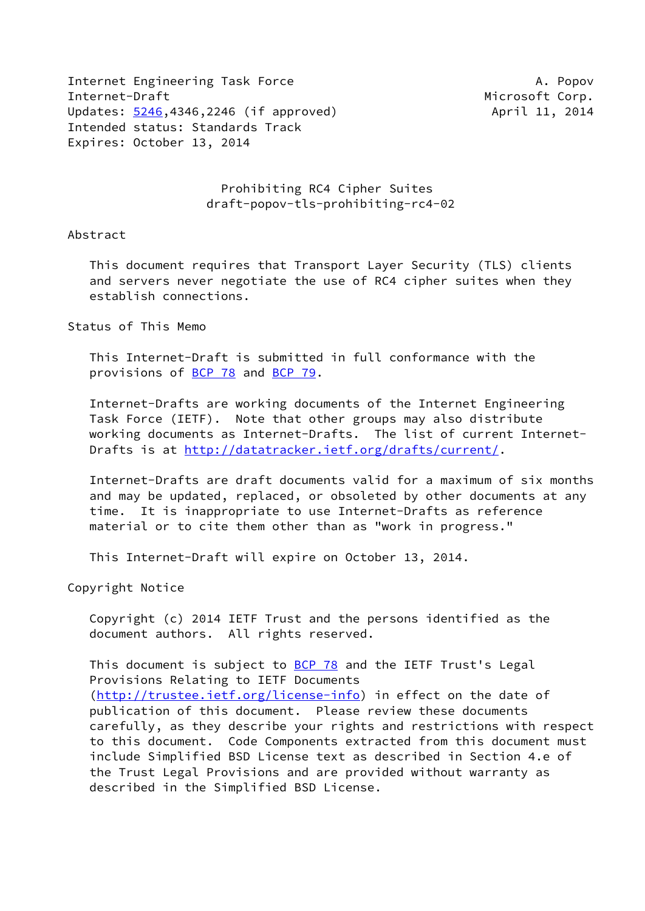Internet Engineering Task Force A. Popov
Internet-Draft Microsoft Corp.
Updates: 5246,4346,2246 (if approved) April 11, 2014
Intended status: Standards Track
Expires: October 13, 2014

# Prohibiting RC4 Cipher Suites
## draft-popov-tls-prohibiting-rc4-02

## Abstract

This document requires that Transport Layer Security (TLS) clients and servers never negotiate the use of RC4 cipher suites when they establish connections.

## Status of This Memo

This Internet-Draft is submitted in full conformance with the provisions of BCP 78 and BCP 79.

Internet-Drafts are working documents of the Internet Engineering Task Force (IETF). Note that other groups may also distribute working documents as Internet-Drafts. The list of current Internet-Drafts is at http://datatracker.ietf.org/drafts/current/.

Internet-Drafts are draft documents valid for a maximum of six months and may be updated, replaced, or obsoleted by other documents at any time. It is inappropriate to use Internet-Drafts as reference material or to cite them other than as "work in progress."

This Internet-Draft will expire on October 13, 2014.

## Copyright Notice

Copyright (c) 2014 IETF Trust and the persons identified as the document authors. All rights reserved.

This document is subject to BCP 78 and the IETF Trust's Legal Provisions Relating to IETF Documents (http://trustee.ietf.org/license-info) in effect on the date of publication of this document. Please review these documents carefully, as they describe your rights and restrictions with respect to this document. Code Components extracted from this document must include Simplified BSD License text as described in Section 4.e of the Trust Legal Provisions and are provided without warranty as described in the Simplified BSD License.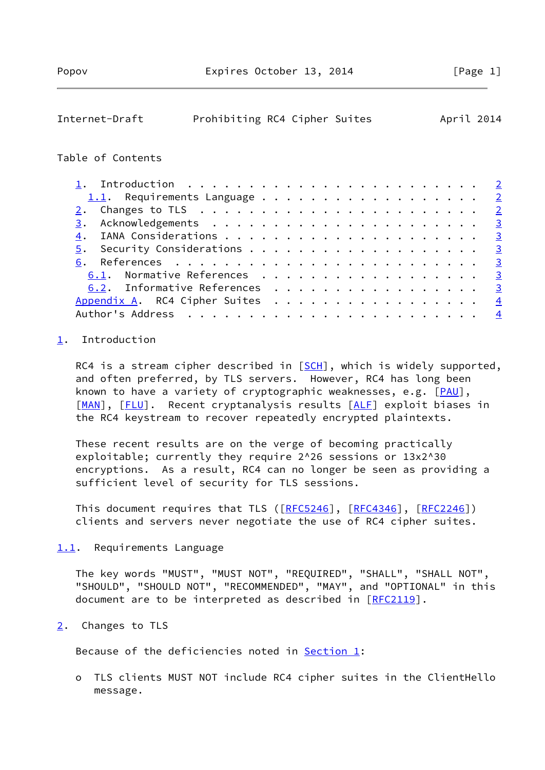Table of Contents

- 1. Introduction . . . . . . . . . . . . . . . . . . . . . . . . 2
  - 1.1. Requirements Language . . . . . . . . . . . . . . . . . . 2
- 2. Changes to TLS . . . . . . . . . . . . . . . . . . . . . . . 2
- 3. Acknowledgements . . . . . . . . . . . . . . . . . . . . . . 3
- 4. IANA Considerations . . . . . . . . . . . . . . . . . . . . 3
- 5. Security Considerations . . . . . . . . . . . . . . . . . . 3
- 6. References . . . . . . . . . . . . . . . . . . . . . . . . . 3
  - 6.1. Normative References . . . . . . . . . . . . . . . . . . 3
  - 6.2. Informative References . . . . . . . . . . . . . . . . . 3
- Appendix A. RC4 Cipher Suites . . . . . . . . . . . . . . . . . 4
- Author's Address . . . . . . . . . . . . . . . . . . . . . . . . 4

## 1. Introduction

RC4 is a stream cipher described in [SCH], which is widely supported, and often preferred, by TLS servers. However, RC4 has long been known to have a variety of cryptographic weaknesses, e.g. [PAU], [MAN], [FLU]. Recent cryptanalysis results [ALF] exploit biases in the RC4 keystream to recover repeatedly encrypted plaintexts.

These recent results are on the verge of becoming practically exploitable; currently they require $2^{26}$ sessions or $13 \times 2^{30}$ encryptions. As a result, RC4 can no longer be seen as providing a sufficient level of security for TLS sessions.

This document requires that TLS ([RFC5246], [RFC4346], [RFC2246]) clients and servers never negotiate the use of RC4 cipher suites.

### 1.1. Requirements Language

The key words "MUST", "MUST NOT", "REQUIRED", "SHALL", "SHALL NOT", "SHOULD", "SHOULD NOT", "RECOMMENDED", "MAY", and "OPTIONAL" in this document are to be interpreted as described in [RFC2119].

## 2. Changes to TLS

Because of the deficiencies noted in Section 1:

- TLS clients MUST NOT include RC4 cipher suites in the ClientHello message.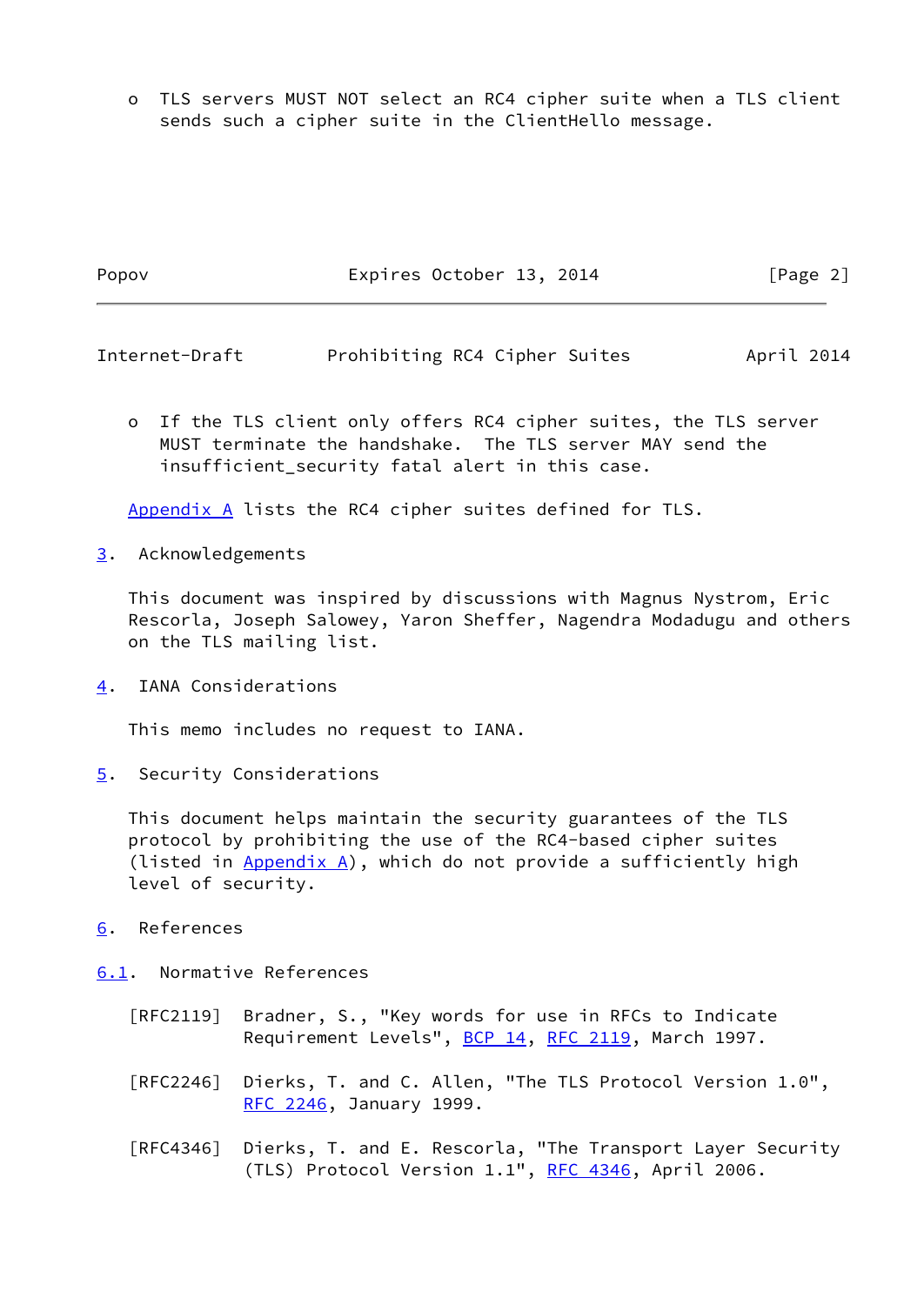o TLS servers MUST NOT select an RC4 cipher suite when a TLS client sends such a cipher suite in the ClientHello message.

o If the TLS client only offers RC4 cipher suites, the TLS server MUST terminate the handshake. The TLS server MAY send the insufficient_security fatal alert in this case.

Appendix A lists the RC4 cipher suites defined for TLS.

## 3. Acknowledgements

This document was inspired by discussions with Magnus Nystrom, Eric Rescorla, Joseph Salowey, Yaron Sheffer, Nagendra Modadugu and others on the TLS mailing list.

## 4. IANA Considerations

This memo includes no request to IANA.

## 5. Security Considerations

This document helps maintain the security guarantees of the TLS protocol by prohibiting the use of the RC4-based cipher suites (listed in Appendix A), which do not provide a sufficiently high level of security.

## 6. References

### 6.1. Normative References

[RFC2119] Bradner, S., "Key words for use in RFCs to Indicate Requirement Levels", BCP 14, RFC 2119, March 1997.

[RFC2246] Dierks, T. and C. Allen, "The TLS Protocol Version 1.0", RFC 2246, January 1999.

[RFC4346] Dierks, T. and E. Rescorla, "The Transport Layer Security (TLS) Protocol Version 1.1", RFC 4346, April 2006.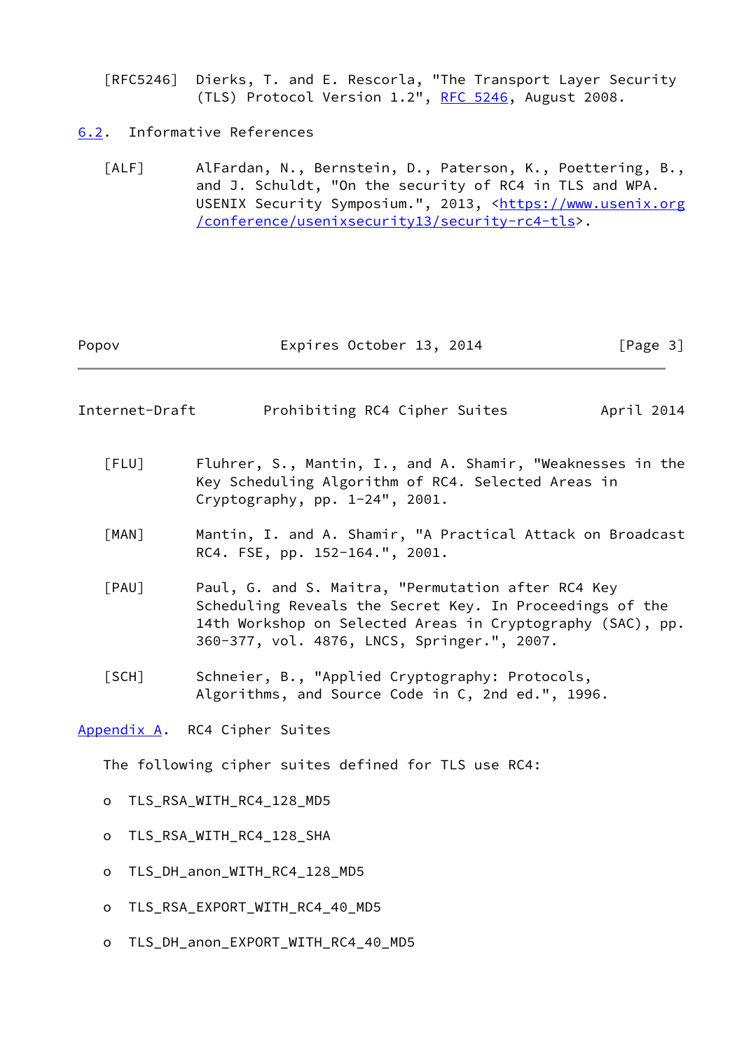[RFC5246] Dierks, T. and E. Rescorla, "The Transport Layer Security (TLS) Protocol Version 1.2", RFC 5246, August 2008.

## 6.2. Informative References

[ALF] AlFardan, N., Bernstein, D., Paterson, K., Poettering, B., and J. Schuldt, "On the security of RC4 in TLS and WPA. USENIX Security Symposium.", 2013, <https://www.usenix.org/conference/usenixsecurity13/security-rc4-tls>.

[FLU] Fluhrer, S., Mantin, I., and A. Shamir, "Weaknesses in the Key Scheduling Algorithm of RC4. Selected Areas in Cryptography, pp. 1-24", 2001.

[MAN] Mantin, I. and A. Shamir, "A Practical Attack on Broadcast RC4. FSE, pp. 152-164.", 2001.

[PAU] Paul, G. and S. Maitra, "Permutation after RC4 Key Scheduling Reveals the Secret Key. In Proceedings of the 14th Workshop on Selected Areas in Cryptography (SAC), pp. 360-377, vol. 4876, LNCS, Springer.", 2007.

[SCH] Schneier, B., "Applied Cryptography: Protocols, Algorithms, and Source Code in C, 2nd ed.", 1996.

# Appendix A. RC4 Cipher Suites

The following cipher suites defined for TLS use RC4:

- TLS_RSA_WITH_RC4_128_MD5
- TLS_RSA_WITH_RC4_128_SHA
- TLS_DH_anon_WITH_RC4_128_MD5
- TLS_RSA_EXPORT_WITH_RC4_40_MD5
- TLS_DH_anon_EXPORT_WITH_RC4_40_MD5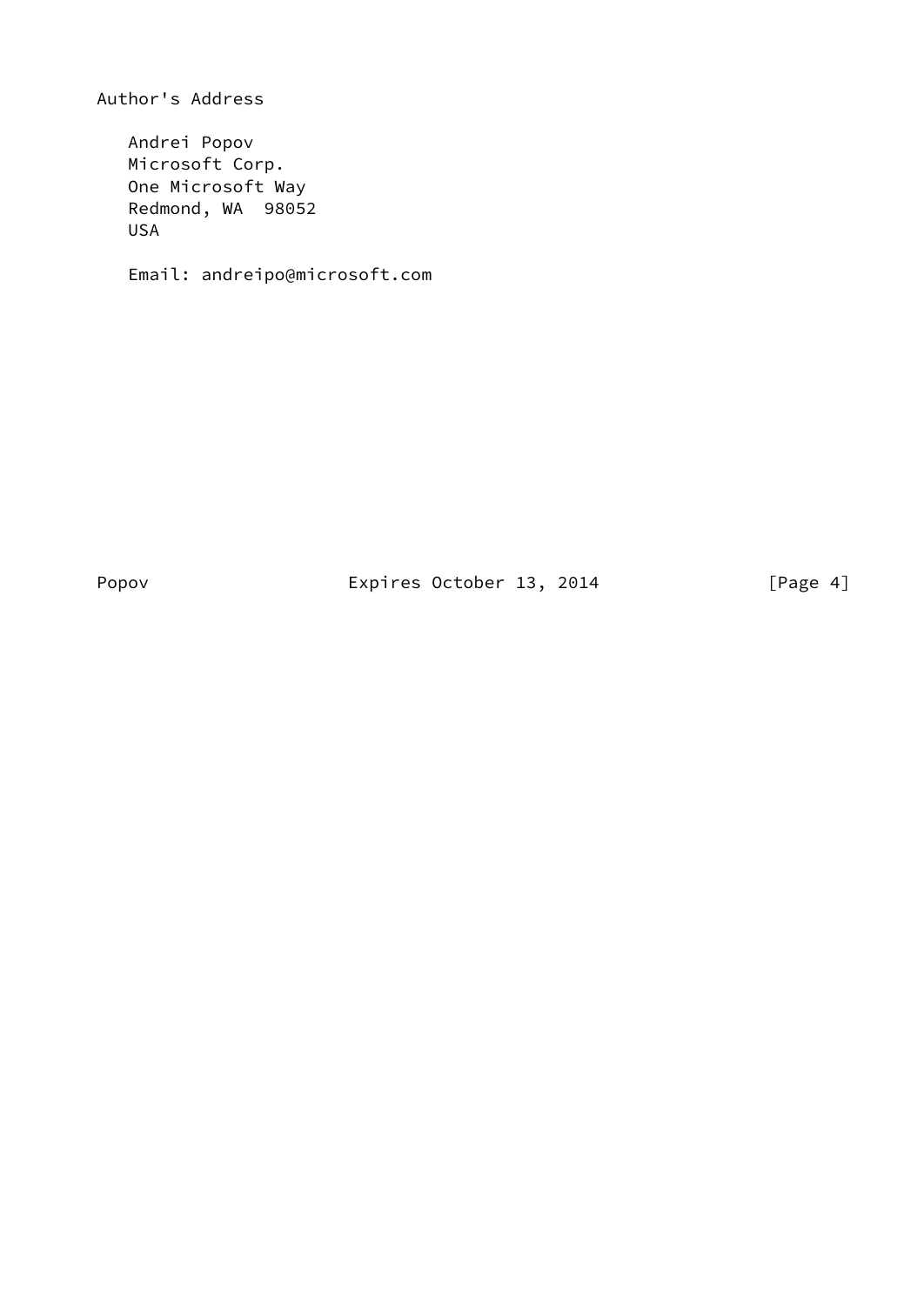# Author's Address

Andrei Popov
Microsoft Corp.
One Microsoft Way
Redmond, WA 98052
USA

Email: andreipo@microsoft.com